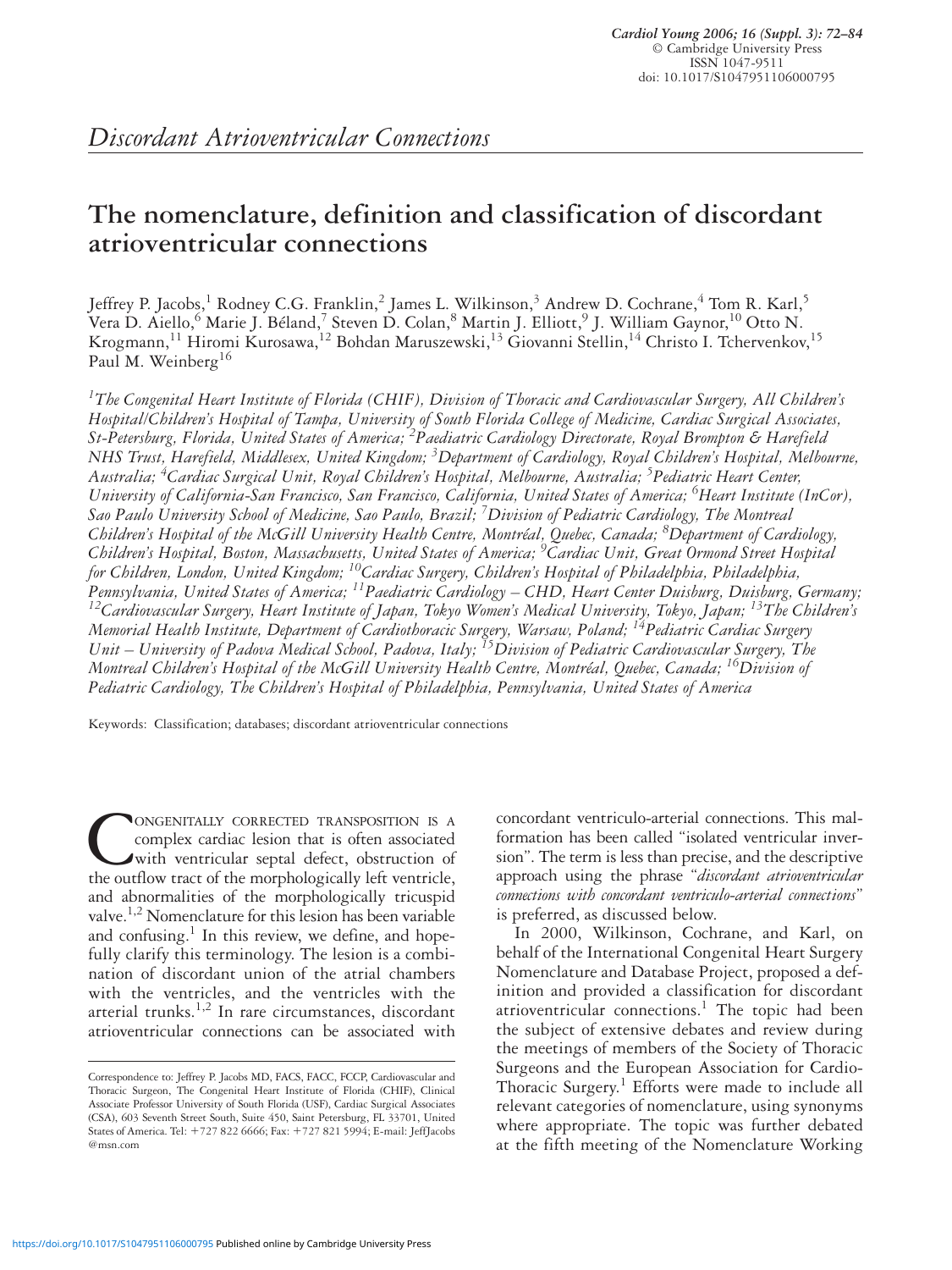*Discordant Atrioventricular Connections*

# The nomenclature, definition and classification of discordant atrioventricular connections

Jeffrey P. Jacobs,[1] Rodney C.G. Franklin,[2] James L. Wilkinson,[3] Andrew D. Cochrane,[4] Tom R. Karl,[5] Vera D. Aiello,[6] Marie J. Béland,[7] Steven D. Colan,[8] Martin J. Elliott,[9] J. William Gaynor,[10] Otto N. Krogmann,[11] Hiromi Kurosawa,[12] Bohdan Maruszewski,[13] Giovanni Stellin,[14] Christo I. Tchervenkov,[15] Paul M. Weinberg[16]

*[1]The Congenital Heart Institute of Florida (CHIF), Division of Thoracic and Cardiovascular Surgery, All Children's Hospital/Children's Hospital of Tampa, University of South Florida College of Medicine, Cardiac Surgical Associates, St-Petersburg, Florida, United States of America; [2]Paediatric Cardiology Directorate, Royal Brompton & Harefield NHS Trust, Harefield, Middlesex, United Kingdom; [3]Department of Cardiology, Royal Children's Hospital, Melbourne, Australia; [4]Cardiac Surgical Unit, Royal Children's Hospital, Melbourne, Australia; [5]Pediatric Heart Center, University of California-San Francisco, San Francisco, California, United States of America; [6]Heart Institute (InCor), Sao Paulo University School of Medicine, Sao Paulo, Brazil; [7]Division of Pediatric Cardiology, The Montreal Children's Hospital of the McGill University Health Centre, Montréal, Quebec, Canada; [8]Department of Cardiology, Children's Hospital, Boston, Massachusetts, United States of America; [9]Cardiac Unit, Great Ormond Street Hospital for Children, London, United Kingdom; [10]Cardiac Surgery, Children's Hospital of Philadelphia, Philadelphia, Pennsylvania, United States of America; [11]Paediatric Cardiology – CHD, Heart Center Duisburg, Duisburg, Germany; [12]Cardiovascular Surgery, Heart Institute of Japan, Tokyo Women's Medical University, Tokyo, Japan; [13]The Children's Memorial Health Institute, Department of Cardiothoracic Surgery, Warsaw, Poland; [14]Pediatric Cardiac Surgery Unit – University of Padova Medical School, Padova, Italy; [15]Division of Pediatric Cardiovascular Surgery, The Montreal Children's Hospital of the McGill University Health Centre, Montréal, Quebec, Canada; [16]Division of Pediatric Cardiology, The Children's Hospital of Philadelphia, Pennsylvania, United States of America*

Keywords: Classification; databases; discordant atrioventricular connections

Congenitally corrected transposition is a complex cardiac lesion that is often associated with ventricular septal defect, obstruction of the outflow tract of the morphologically left ventricle, and abnormalities of the morphologically tricuspid valve.[1,2] Nomenclature for this lesion has been variable and confusing.[1] In this review, we define, and hopefully clarify this terminology. The lesion is a combination of discordant union of the atrial chambers with the ventricles, and the ventricles with the arterial trunks.[1,2] In rare circumstances, discordant atrioventricular connections can be associated with concordant ventriculo-arterial connections. This malformation has been called "isolated ventricular inversion". The term is less than precise, and the descriptive approach using the phrase "*discordant atrioventricular connections with concordant ventriculo-arterial connections*" is preferred, as discussed below.

In 2000, Wilkinson, Cochrane, and Karl, on behalf of the International Congenital Heart Surgery Nomenclature and Database Project, proposed a definition and provided a classification for discordant atrioventricular connections.[1] The topic had been the subject of extensive debates and review during the meetings of members of the Society of Thoracic Surgeons and the European Association for Cardio-Thoracic Surgery.[1] Efforts were made to include all relevant categories of nomenclature, using synonyms where appropriate. The topic was further debated at the fifth meeting of the Nomenclature Working

Correspondence to: Jeffrey P. Jacobs MD, FACS, FACC, FCCP, Cardiovascular and Thoracic Surgeon, The Congenital Heart Institute of Florida (CHIF), Clinical Associate Professor University of South Florida (USF), Cardiac Surgical Associates (CSA), 603 Seventh Street South, Suite 450, Saint Petersburg, FL 33701, United States of America. Tel: +727 822 6666; Fax: +727 821 5994; E-mail: JeffJacobs@msn.com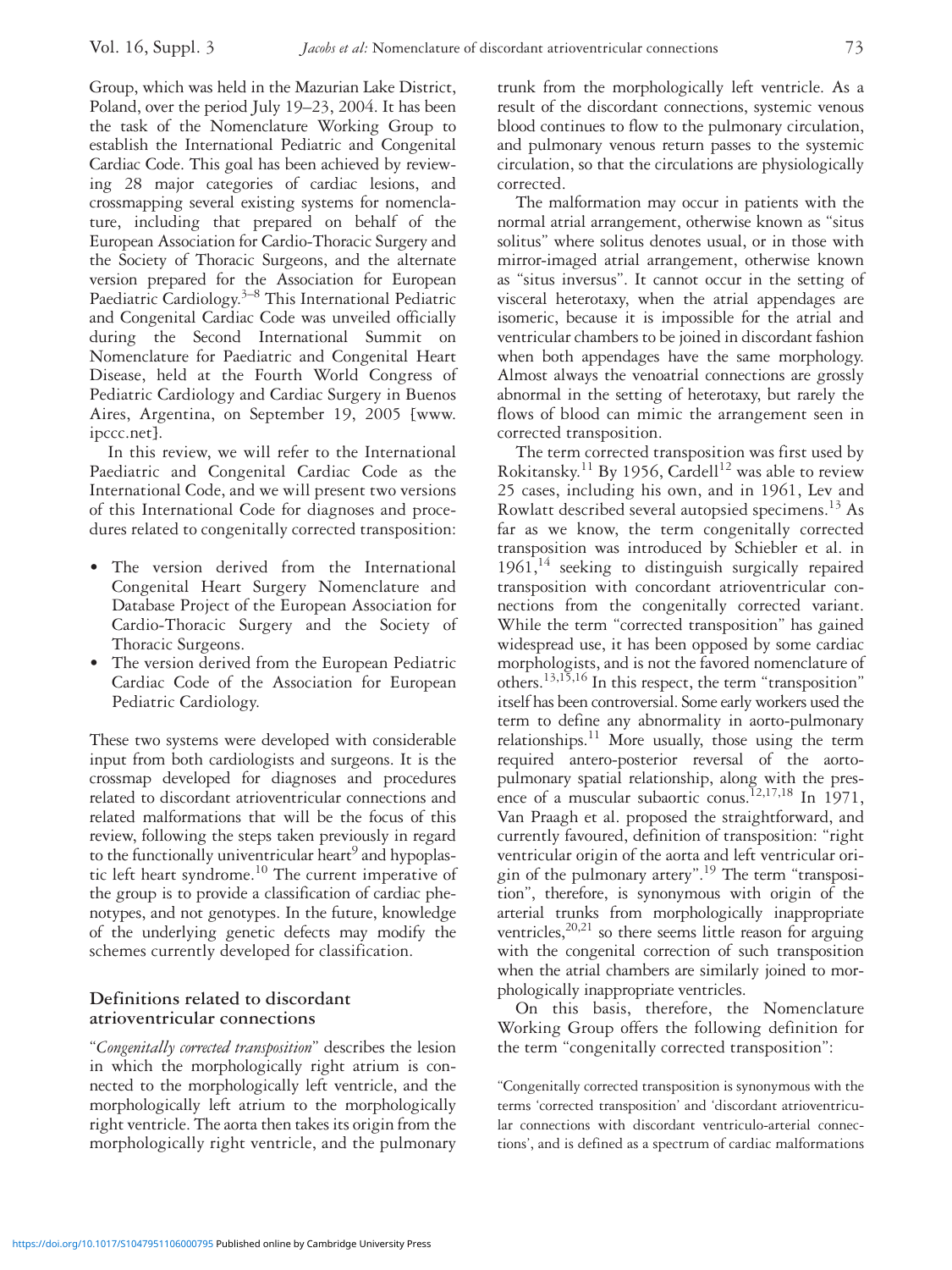Group, which was held in the Mazurian Lake District, Poland, over the period July 19–23, 2004. It has been the task of the Nomenclature Working Group to establish the International Pediatric and Congenital Cardiac Code. This goal has been achieved by reviewing 28 major categories of cardiac lesions, and crossmapping several existing systems for nomenclature, including that prepared on behalf of the European Association for Cardio-Thoracic Surgery and the Society of Thoracic Surgeons, and the alternate version prepared for the Association for European Paediatric Cardiology.[3–8] This International Pediatric and Congenital Cardiac Code was unveiled officially during the Second International Summit on Nomenclature for Paediatric and Congenital Heart Disease, held at the Fourth World Congress of Pediatric Cardiology and Cardiac Surgery in Buenos Aires, Argentina, on September 19, 2005 [www.ipccc.net].

In this review, we will refer to the International Paediatric and Congenital Cardiac Code as the International Code, and we will present two versions of this International Code for diagnoses and procedures related to congenitally corrected transposition:

- The version derived from the International Congenital Heart Surgery Nomenclature and Database Project of the European Association for Cardio-Thoracic Surgery and the Society of Thoracic Surgeons.
- The version derived from the European Pediatric Cardiac Code of the Association for European Pediatric Cardiology.

These two systems were developed with considerable input from both cardiologists and surgeons. It is the crossmap developed for diagnoses and procedures related to discordant atrioventricular connections and related malformations that will be the focus of this review, following the steps taken previously in regard to the functionally univentricular heart[9] and hypoplastic left heart syndrome.[10] The current imperative of the group is to provide a classification of cardiac phenotypes, and not genotypes. In the future, knowledge of the underlying genetic defects may modify the schemes currently developed for classification.

## Definitions related to discordant atrioventricular connections

"*Congenitally corrected transposition*" describes the lesion in which the morphologically right atrium is connected to the morphologically left ventricle, and the morphologically left atrium to the morphologically right ventricle. The aorta then takes its origin from the morphologically right ventricle, and the pulmonary trunk from the morphologically left ventricle. As a result of the discordant connections, systemic venous blood continues to flow to the pulmonary circulation, and pulmonary venous return passes to the systemic circulation, so that the circulations are physiologically corrected.

The malformation may occur in patients with the normal atrial arrangement, otherwise known as "situs solitus" where solitus denotes usual, or in those with mirror-imaged atrial arrangement, otherwise known as "situs inversus". It cannot occur in the setting of visceral heterotaxy, when the atrial appendages are isomeric, because it is impossible for the atrial and ventricular chambers to be joined in discordant fashion when both appendages have the same morphology. Almost always the venoatrial connections are grossly abnormal in the setting of heterotaxy, but rarely the flows of blood can mimic the arrangement seen in corrected transposition.

The term corrected transposition was first used by Rokitansky.[11] By 1956, Cardell[12] was able to review 25 cases, including his own, and in 1961, Lev and Rowlatt described several autopsied specimens.[13] As far as we know, the term congenitally corrected transposition was introduced by Schiebler et al. in 1961,[14] seeking to distinguish surgically repaired transposition with concordant atrioventricular connections from the congenitally corrected variant. While the term "corrected transposition" has gained widespread use, it has been opposed by some cardiac morphologists, and is not the favored nomenclature of others.[13,15,16] In this respect, the term "transposition" itself has been controversial. Some early workers used the term to define any abnormality in aorto-pulmonary relationships.[11] More usually, those using the term required antero-posterior reversal of the aorto-pulmonary spatial relationship, along with the presence of a muscular subaortic conus.[12,17,18] In 1971, Van Praagh et al. proposed the straightforward, and currently favoured, definition of transposition: "right ventricular origin of the aorta and left ventricular origin of the pulmonary artery".[19] The term "transposition", therefore, is synonymous with origin of the arterial trunks from morphologically inappropriate ventricles,[20,21] so there seems little reason for arguing with the congenital correction of such transposition when the atrial chambers are similarly joined to morphologically inappropriate ventricles.

On this basis, therefore, the Nomenclature Working Group offers the following definition for the term "congenitally corrected transposition":

"Congenitally corrected transposition is synonymous with the terms 'corrected transposition' and 'discordant atrioventricular connections with discordant ventriculo-arterial connections', and is defined as a spectrum of cardiac malformations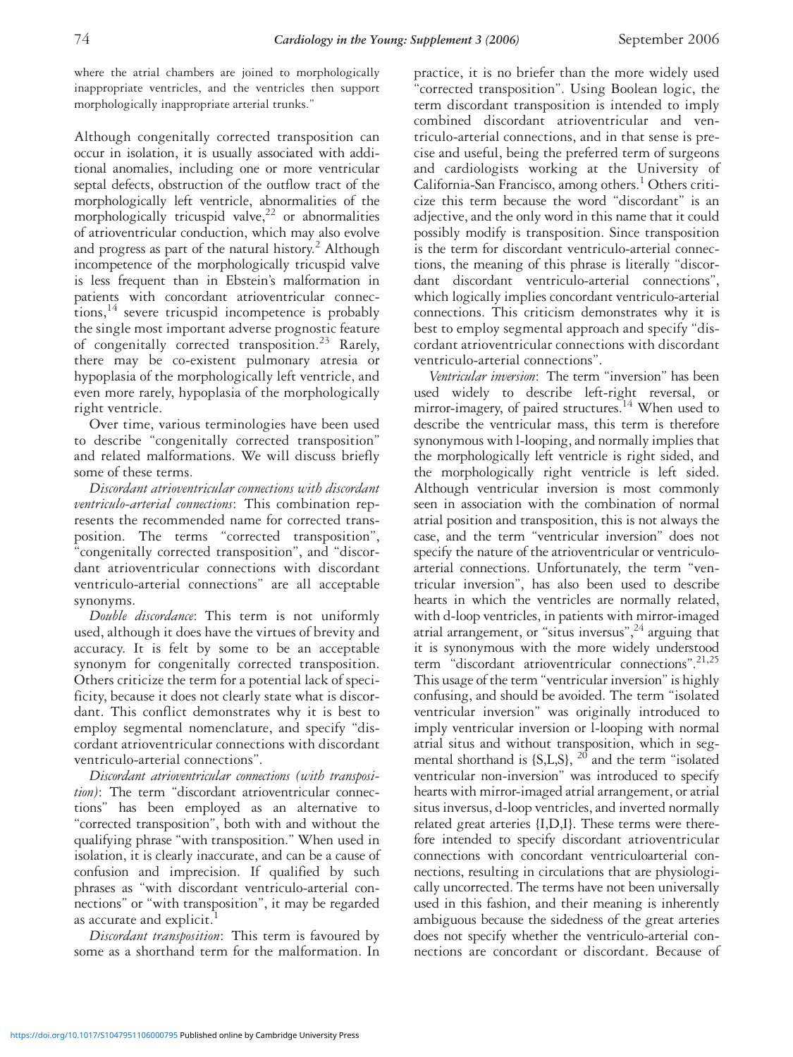where the atrial chambers are joined to morphologically inappropriate ventricles, and the ventricles then support morphologically inappropriate arterial trunks."

Although congenitally corrected transposition can occur in isolation, it is usually associated with additional anomalies, including one or more ventricular septal defects, obstruction of the outflow tract of the morphologically left ventricle, abnormalities of the morphologically tricuspid valve,[22] or abnormalities of atrioventricular conduction, which may also evolve and progress as part of the natural history.[2] Although incompetence of the morphologically tricuspid valve is less frequent than in Ebstein's malformation in patients with concordant atrioventricular connections,[14] severe tricuspid incompetence is probably the single most important adverse prognostic feature of congenitally corrected transposition.[23] Rarely, there may be co-existent pulmonary atresia or hypoplasia of the morphologically left ventricle, and even more rarely, hypoplasia of the morphologically right ventricle.

Over time, various terminologies have been used to describe "congenitally corrected transposition" and related malformations. We will discuss briefly some of these terms.

*Discordant atrioventricular connections with discordant ventriculo-arterial connections*: This combination represents the recommended name for corrected transposition. The terms "corrected transposition", "congenitally corrected transposition", and "discordant atrioventricular connections with discordant ventriculo-arterial connections" are all acceptable synonyms.

*Double discordance*: This term is not uniformly used, although it does have the virtues of brevity and accuracy. It is felt by some to be an acceptable synonym for congenitally corrected transposition. Others criticize the term for a potential lack of specificity, because it does not clearly state what is discordant. This conflict demonstrates why it is best to employ segmental nomenclature, and specify "discordant atrioventricular connections with discordant ventriculo-arterial connections".

*Discordant atrioventricular connections (with transposition)*: The term "discordant atrioventricular connections" has been employed as an alternative to "corrected transposition", both with and without the qualifying phrase "with transposition." When used in isolation, it is clearly inaccurate, and can be a cause of confusion and imprecision. If qualified by such phrases as "with discordant ventriculo-arterial connections" or "with transposition", it may be regarded as accurate and explicit.[1]

*Discordant transposition*: This term is favoured by some as a shorthand term for the malformation. In practice, it is no briefer than the more widely used "corrected transposition". Using Boolean logic, the term discordant transposition is intended to imply combined discordant atrioventricular and ventriculo-arterial connections, and in that sense is precise and useful, being the preferred term of surgeons and cardiologists working at the University of California-San Francisco, among others.[1] Others criticize this term because the word "discordant" is an adjective, and the only word in this name that it could possibly modify is transposition. Since transposition is the term for discordant ventriculo-arterial connections, the meaning of this phrase is literally "discordant discordant ventriculo-arterial connections", which logically implies concordant ventriculo-arterial connections. This criticism demonstrates why it is best to employ segmental approach and specify "discordant atrioventricular connections with discordant ventriculo-arterial connections".

*Ventricular inversion*: The term "inversion" has been used widely to describe left-right reversal, or mirror-imagery, of paired structures.[14] When used to describe the ventricular mass, this term is therefore synonymous with l-looping, and normally implies that the morphologically left ventricle is right sided, and the morphologically right ventricle is left sided. Although ventricular inversion is most commonly seen in association with the combination of normal atrial position and transposition, this is not always the case, and the term "ventricular inversion" does not specify the nature of the atrioventricular or ventriculo-arterial connections. Unfortunately, the term "ventricular inversion", has also been used to describe hearts in which the ventricles are normally related, with d-loop ventricles, in patients with mirror-imaged atrial arrangement, or "situs inversus",[24] arguing that it is synonymous with the more widely understood term "discordant atrioventricular connections".[21,25] This usage of the term "ventricular inversion" is highly confusing, and should be avoided. The term "isolated ventricular inversion" was originally introduced to imply ventricular inversion or l-looping with normal atrial situs and without transposition, which in segmental shorthand is {S,L,S}, [20] and the term "isolated ventricular non-inversion" was introduced to specify hearts with mirror-imaged atrial arrangement, or atrial situs inversus, d-loop ventricles, and inverted normally related great arteries {I,D,I}. These terms were therefore intended to specify discordant atrioventricular connections with concordant ventriculoarterial connections, resulting in circulations that are physiologically uncorrected. The terms have not been universally used in this fashion, and their meaning is inherently ambiguous because the sidedness of the great arteries does not specify whether the ventriculo-arterial connections are concordant or discordant. Because of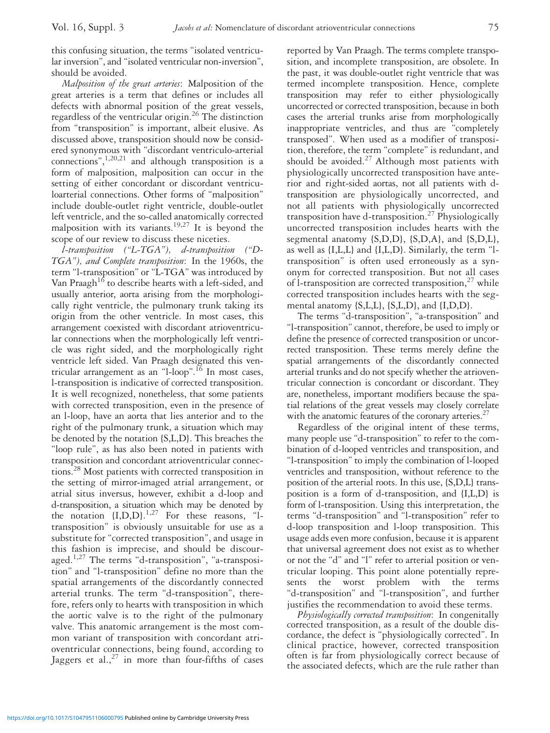this confusing situation, the terms "isolated ventricular inversion", and "isolated ventricular non-inversion", should be avoided.

*Malposition of the great arteries*: Malposition of the great arteries is a term that defines or includes all defects with abnormal position of the great vessels, regardless of the ventricular origin.[26] The distinction from "transposition" is important, albeit elusive. As discussed above, transposition should now be considered synonymous with "discordant ventriculo-arterial connections",[1,20,21] and although transposition is a form of malposition, malposition can occur in the setting of either concordant or discordant ventriculoarterial connections. Other forms of "malposition" include double-outlet right ventricle, double-outlet left ventricle, and the so-called anatomically corrected malposition with its variants.[19,27] It is beyond the scope of our review to discuss these niceties.

*l-transposition ("L-TGA"), d-transposition ("D-TGA"), and Complete transposition*: In the 1960s, the term "l-transposition" or "L-TGA" was introduced by Van Praagh[16] to describe hearts with a left-sided, and usually anterior, aorta arising from the morphologically right ventricle, the pulmonary trunk taking its origin from the other ventricle. In most cases, this arrangement coexisted with discordant atrioventricular connections when the morphologically left ventricle was right sided, and the morphologically right ventricle left sided. Van Praagh designated this ventricular arrangement as an "l-loop".[16] In most cases, l-transposition is indicative of corrected transposition. It is well recognized, nonetheless, that some patients with corrected transposition, even in the presence of an l-loop, have an aorta that lies anterior and to the right of the pulmonary trunk, a situation which may be denoted by the notation {S,L,D}. This breaches the "loop rule", as has also been noted in patients with transposition and concordant atrioventricular connections.[28] Most patients with corrected transposition in the setting of mirror-imaged atrial arrangement, or atrial situs inversus, however, exhibit a d-loop and d-transposition, a situation which may be denoted by the notation {I,D,D}.[1,27] For these reasons, "l-transposition" is obviously unsuitable for use as a substitute for "corrected transposition", and usage in this fashion is imprecise, and should be discouraged.[1,27] The terms "d-transposition", "a-transposition" and "l-transposition" define no more than the spatial arrangements of the discordantly connected arterial trunks. The term "d-transposition", therefore, refers only to hearts with transposition in which the aortic valve is to the right of the pulmonary valve. This anatomic arrangement is the most common variant of transposition with concordant atrioventricular connections, being found, according to Jaggers et al.,[27] in more than four-fifths of cases reported by Van Praagh. The terms complete transposition, and incomplete transposition, are obsolete. In the past, it was double-outlet right ventricle that was termed incomplete transposition. Hence, complete transposition may refer to either physiologically uncorrected or corrected transposition, because in both cases the arterial trunks arise from morphologically inappropriate ventricles, and thus are "completely transposed". When used as a modifier of transposition, therefore, the term "complete" is redundant, and should be avoided.[27] Although most patients with physiologically uncorrected transposition have anterior and right-sided aortas, not all patients with d-transposition are physiologically uncorrected, and not all patients with physiologically uncorrected transposition have d-transposition.[27] Physiologically uncorrected transposition includes hearts with the segmental anatomy {S,D,D}, {S,D,A}, and {S,D,L}, as well as {I,L,L} and {I,L,D}. Similarly, the term "l-transposition" is often used erroneously as a synonym for corrected transposition. But not all cases of l-transposition are corrected transposition,[27] while corrected transposition includes hearts with the segmental anatomy {S,L,L}, {S,L,D}, and {I,D,D}.

The terms "d-transposition", "a-transposition" and "l-transposition" cannot, therefore, be used to imply or define the presence of corrected transposition or uncorrected transposition. These terms merely define the spatial arrangements of the discordantly connected arterial trunks and do not specify whether the atrioventricular connection is concordant or discordant. They are, nonetheless, important modifiers because the spatial relations of the great vessels may closely correlate with the anatomic features of the coronary arteries.[27]

Regardless of the original intent of these terms, many people use "d-transposition" to refer to the combination of d-looped ventricles and transposition, and "l-transposition" to imply the combination of l-looped ventricles and transposition, without reference to the position of the arterial roots. In this use, {S,D,L} transposition is a form of d-transposition, and {I,L,D} is form of l-transposition. Using this interpretation, the terms "d-transposition" and "l-transposition" refer to d-loop transposition and l-loop transposition. This usage adds even more confusion, because it is apparent that universal agreement does not exist as to whether or not the "d" and "l" refer to arterial position or ventricular looping. This point alone potentially represents the worst problem with the terms "d-transposition" and "l-transposition", and further justifies the recommendation to avoid these terms.

*Physiologically corrected transposition*: In congenitally corrected transposition, as a result of the double discordance, the defect is "physiologically corrected". In clinical practice, however, corrected transposition often is far from physiologically correct because of the associated defects, which are the rule rather than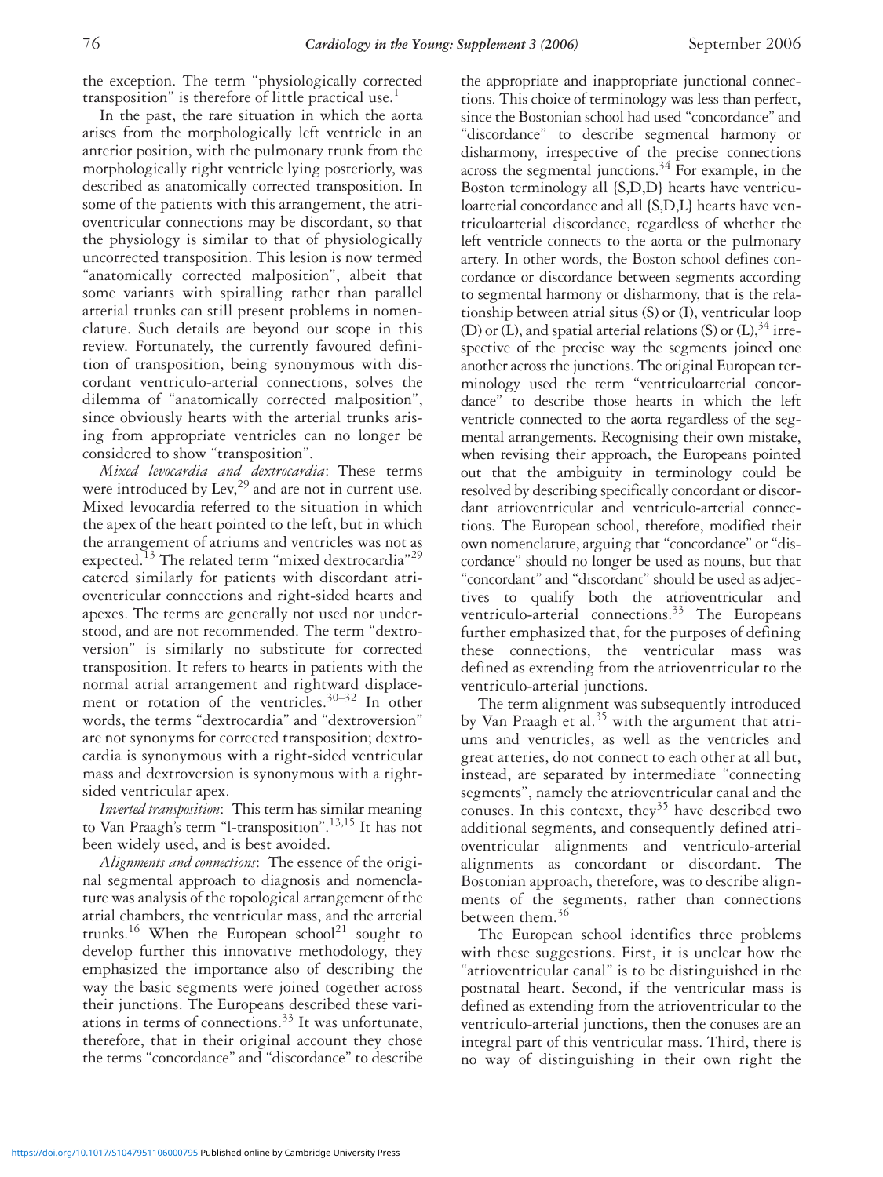the exception. The term "physiologically corrected transposition" is therefore of little practical use.[1]

In the past, the rare situation in which the aorta arises from the morphologically left ventricle in an anterior position, with the pulmonary trunk from the morphologically right ventricle lying posteriorly, was described as anatomically corrected transposition. In some of the patients with this arrangement, the atrioventricular connections may be discordant, so that the physiology is similar to that of physiologically uncorrected transposition. This lesion is now termed "anatomically corrected malposition", albeit that some variants with spiralling rather than parallel arterial trunks can still present problems in nomenclature. Such details are beyond our scope in this review. Fortunately, the currently favoured definition of transposition, being synonymous with discordant ventriculo-arterial connections, solves the dilemma of "anatomically corrected malposition", since obviously hearts with the arterial trunks arising from appropriate ventricles can no longer be considered to show "transposition".

*Mixed levocardia and dextrocardia*: These terms were introduced by Lev,[29] and are not in current use. Mixed levocardia referred to the situation in which the apex of the heart pointed to the left, but in which the arrangement of atriums and ventricles was not as expected.[13] The related term "mixed dextrocardia"[29] catered similarly for patients with discordant atrioventricular connections and right-sided hearts and apexes. The terms are generally not used nor understood, and are not recommended. The term "dextroversion" is similarly no substitute for corrected transposition. It refers to hearts in patients with the normal atrial arrangement and rightward displacement or rotation of the ventricles.[30–32] In other words, the terms "dextrocardia" and "dextroversion" are not synonyms for corrected transposition; dextrocardia is synonymous with a right-sided ventricular mass and dextroversion is synonymous with a right-sided ventricular apex.

*Inverted transposition*: This term has similar meaning to Van Praagh's term "l-transposition".[13,15] It has not been widely used, and is best avoided.

*Alignments and connections*: The essence of the original segmental approach to diagnosis and nomenclature was analysis of the topological arrangement of the atrial chambers, the ventricular mass, and the arterial trunks.[16] When the European school[21] sought to develop further this innovative methodology, they emphasized the importance also of describing the way the basic segments were joined together across their junctions. The Europeans described these variations in terms of connections.[33] It was unfortunate, therefore, that in their original account they chose the terms "concordance" and "discordance" to describe the appropriate and inappropriate junctional connections. This choice of terminology was less than perfect, since the Bostonian school had used "concordance" and "discordance" to describe segmental harmony or disharmony, irrespective of the precise connections across the segmental junctions.[34] For example, in the Boston terminology all {S,D,D} hearts have ventriculoarterial concordance and all {S,D,L} hearts have ventriculoarterial discordance, regardless of whether the left ventricle connects to the aorta or the pulmonary artery. In other words, the Boston school defines concordance or discordance between segments according to segmental harmony or disharmony, that is the relationship between atrial situs (S) or (I), ventricular loop (D) or (L), and spatial arterial relations (S) or (L),[34] irrespective of the precise way the segments joined one another across the junctions. The original European terminology used the term "ventriculoarterial concordance" to describe those hearts in which the left ventricle connected to the aorta regardless of the segmental arrangements. Recognising their own mistake, when revising their approach, the Europeans pointed out that the ambiguity in terminology could be resolved by describing specifically concordant or discordant atrioventricular and ventriculo-arterial connections. The European school, therefore, modified their own nomenclature, arguing that "concordance" or "discordance" should no longer be used as nouns, but that "concordant" and "discordant" should be used as adjectives to qualify both the atrioventricular and ventriculo-arterial connections.[33] The Europeans further emphasized that, for the purposes of defining these connections, the ventricular mass was defined as extending from the atrioventricular to the ventriculo-arterial junctions.

The term alignment was subsequently introduced by Van Praagh et al.[35] with the argument that atriums and ventricles, as well as the ventricles and great arteries, do not connect to each other at all but, instead, are separated by intermediate "connecting segments", namely the atrioventricular canal and the conuses. In this context, they[35] have described two additional segments, and consequently defined atrioventricular alignments and ventriculo-arterial alignments as concordant or discordant. The Bostonian approach, therefore, was to describe alignments of the segments, rather than connections between them.[36]

The European school identifies three problems with these suggestions. First, it is unclear how the "atrioventricular canal" is to be distinguished in the postnatal heart. Second, if the ventricular mass is defined as extending from the atrioventricular to the ventriculo-arterial junctions, then the conuses are an integral part of this ventricular mass. Third, there is no way of distinguishing in their own right the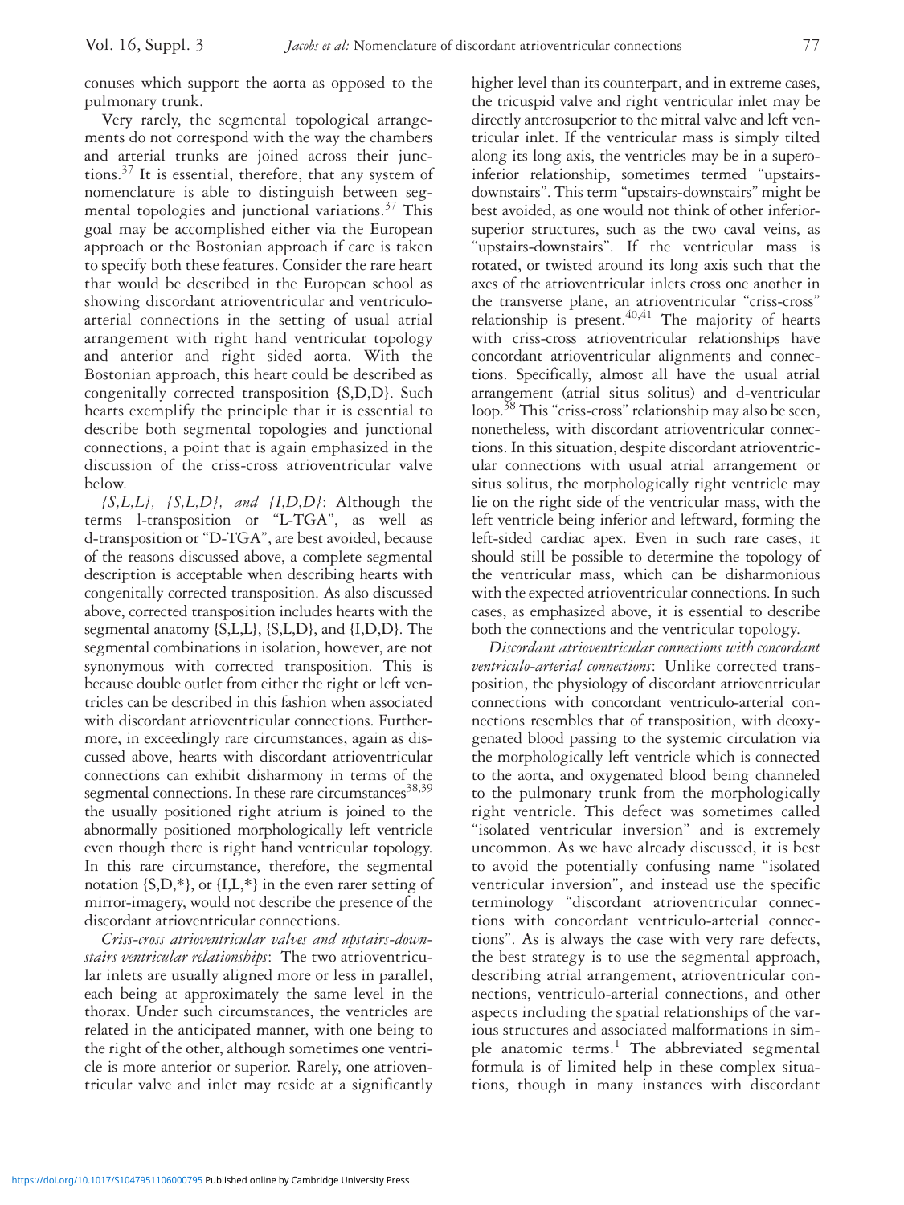conuses which support the aorta as opposed to the pulmonary trunk.

Very rarely, the segmental topological arrangements do not correspond with the way the chambers and arterial trunks are joined across their junctions.[37] It is essential, therefore, that any system of nomenclature is able to distinguish between segmental topologies and junctional variations.[37] This goal may be accomplished either via the European approach or the Bostonian approach if care is taken to specify both these features. Consider the rare heart that would be described in the European school as showing discordant atrioventricular and ventriculo-arterial connections in the setting of usual atrial arrangement with right hand ventricular topology and anterior and right sided aorta. With the Bostonian approach, this heart could be described as congenitally corrected transposition {S,D,D}. Such hearts exemplify the principle that it is essential to describe both segmental topologies and junctional connections, a point that is again emphasized in the discussion of the criss-cross atrioventricular valve below.

*{S,L,L}, {S,L,D}, and {I,D,D}*: Although the terms l-transposition or "L-TGA", as well as d-transposition or "D-TGA", are best avoided, because of the reasons discussed above, a complete segmental description is acceptable when describing hearts with congenitally corrected transposition. As also discussed above, corrected transposition includes hearts with the segmental anatomy {S,L,L}, {S,L,D}, and {I,D,D}. The segmental combinations in isolation, however, are not synonymous with corrected transposition. This is because double outlet from either the right or left ventricles can be described in this fashion when associated with discordant atrioventricular connections. Furthermore, in exceedingly rare circumstances, again as discussed above, hearts with discordant atrioventricular connections can exhibit disharmony in terms of the segmental connections. In these rare circumstances[38,39] the usually positioned right atrium is joined to the abnormally positioned morphologically left ventricle even though there is right hand ventricular topology. In this rare circumstance, therefore, the segmental notation {S,D,*}, or {I,L,*} in the even rarer setting of mirror-imagery, would not describe the presence of the discordant atrioventricular connections.

*Criss-cross atrioventricular valves and upstairs-downstairs ventricular relationships*: The two atrioventricular inlets are usually aligned more or less in parallel, each being at approximately the same level in the thorax. Under such circumstances, the ventricles are related in the anticipated manner, with one being to the right of the other, although sometimes one ventricle is more anterior or superior. Rarely, one atrioventricular valve and inlet may reside at a significantly higher level than its counterpart, and in extreme cases, the tricuspid valve and right ventricular inlet may be directly anterosuperior to the mitral valve and left ventricular inlet. If the ventricular mass is simply tilted along its long axis, the ventricles may be in a supero-inferior relationship, sometimes termed "upstairs-downstairs". This term "upstairs-downstairs" might be best avoided, as one would not think of other inferior-superior structures, such as the two caval veins, as "upstairs-downstairs". If the ventricular mass is rotated, or twisted around its long axis such that the axes of the atrioventricular inlets cross one another in the transverse plane, an atrioventricular "criss-cross" relationship is present.[40,41] The majority of hearts with criss-cross atrioventricular relationships have concordant atrioventricular alignments and connections. Specifically, almost all have the usual atrial arrangement (atrial situs solitus) and d-ventricular loop.[38] This "criss-cross" relationship may also be seen, nonetheless, with discordant atrioventricular connections. In this situation, despite discordant atrioventricular connections with usual atrial arrangement or situs solitus, the morphologically right ventricle may lie on the right side of the ventricular mass, with the left ventricle being inferior and leftward, forming the left-sided cardiac apex. Even in such rare cases, it should still be possible to determine the topology of the ventricular mass, which can be disharmonious with the expected atrioventricular connections. In such cases, as emphasized above, it is essential to describe both the connections and the ventricular topology.

*Discordant atrioventricular connections with concordant ventriculo-arterial connections*: Unlike corrected transposition, the physiology of discordant atrioventricular connections with concordant ventriculo-arterial connections resembles that of transposition, with deoxygenated blood passing to the systemic circulation via the morphologically left ventricle which is connected to the aorta, and oxygenated blood being channeled to the pulmonary trunk from the morphologically right ventricle. This defect was sometimes called "isolated ventricular inversion" and is extremely uncommon. As we have already discussed, it is best to avoid the potentially confusing name "isolated ventricular inversion", and instead use the specific terminology "discordant atrioventricular connections with concordant ventriculo-arterial connections". As is always the case with very rare defects, the best strategy is to use the segmental approach, describing atrial arrangement, atrioventricular connections, ventriculo-arterial connections, and other aspects including the spatial relationships of the various structures and associated malformations in simple anatomic terms.[1] The abbreviated segmental formula is of limited help in these complex situations, though in many instances with discordant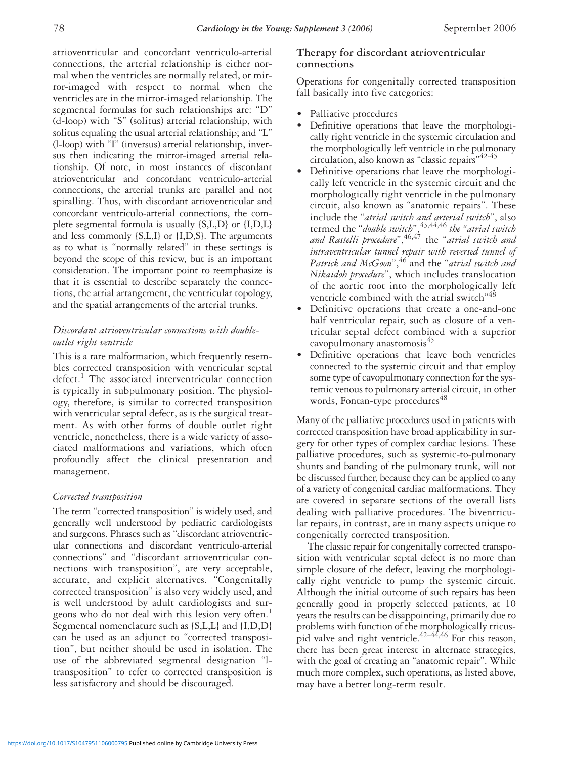atrioventricular and concordant ventriculo-arterial connections, the arterial relationship is either normal when the ventricles are normally related, or mirror-imaged with respect to normal when the ventricles are in the mirror-imaged relationship. The segmental formulas for such relationships are: "D" (d-loop) with "S" (solitus) arterial relationship, with solitus equaling the usual arterial relationship; and "L" (l-loop) with "I" (inversus) arterial relationship, inversus then indicating the mirror-imaged arterial relationship. Of note, in most instances of discordant atrioventricular and concordant ventriculo-arterial connections, the arterial trunks are parallel and not spiralling. Thus, with discordant atrioventricular and concordant ventriculo-arterial connections, the complete segmental formula is usually {S,L,D} or {I,D,L} and less commonly {S,L,I} or {I,D,S}. The arguments as to what is "normally related" in these settings is beyond the scope of this review, but is an important consideration. The important point to reemphasize is that it is essential to describe separately the connections, the atrial arrangement, the ventricular topology, and the spatial arrangements of the arterial trunks.

### *Discordant atrioventricular connections with double-outlet right ventricle*

This is a rare malformation, which frequently resembles corrected transposition with ventricular septal defect.[1] The associated interventricular connection is typically in subpulmonary position. The physiology, therefore, is similar to corrected transposition with ventricular septal defect, as is the surgical treatment. As with other forms of double outlet right ventricle, nonetheless, there is a wide variety of associated malformations and variations, which often profoundly affect the clinical presentation and management.

### *Corrected transposition*

The term "corrected transposition" is widely used, and generally well understood by pediatric cardiologists and surgeons. Phrases such as "discordant atrioventricular connections and discordant ventriculo-arterial connections" and "discordant atrioventricular connections with transposition", are very acceptable, accurate, and explicit alternatives. "Congenitally corrected transposition" is also very widely used, and is well understood by adult cardiologists and surgeons who do not deal with this lesion very often.[1] Segmental nomenclature such as {S,L,L} and {I,D,D} can be used as an adjunct to "corrected transposition", but neither should be used in isolation. The use of the abbreviated segmental designation "l-transposition" to refer to corrected transposition is less satisfactory and should be discouraged.

## Therapy for discordant atrioventricular connections

Operations for congenitally corrected transposition fall basically into five categories:

- Palliative procedures
- Definitive operations that leave the morphologically right ventricle in the systemic circulation and the morphologically left ventricle in the pulmonary circulation, also known as "classic repairs"[42-45]
- Definitive operations that leave the morphologically left ventricle in the systemic circuit and the morphologically right ventricle in the pulmonary circuit, also known as "anatomic repairs". These include the "*atrial switch and arterial switch*", also termed the "*double switch*",[43,44,46] the "*atrial switch and Rastelli procedure*",[46,47] the "*atrial switch and intraventricular tunnel repair with reversed tunnel of Patrick and McGoon*",[46] and the "*atrial switch and Nikaidoh procedure*", which includes translocation of the aortic root into the morphologically left ventricle combined with the atrial switch"[48]
- Definitive operations that create a one-and-one half ventricular repair, such as closure of a ventricular septal defect combined with a superior cavopulmonary anastomosis[45]
- Definitive operations that leave both ventricles connected to the systemic circuit and that employ some type of cavopulmonary connection for the systemic venous to pulmonary arterial circuit, in other words, Fontan-type procedures[48]

Many of the palliative procedures used in patients with corrected transposition have broad applicability in surgery for other types of complex cardiac lesions. These palliative procedures, such as systemic-to-pulmonary shunts and banding of the pulmonary trunk, will not be discussed further, because they can be applied to any of a variety of congenital cardiac malformations. They are covered in separate sections of the overall lists dealing with palliative procedures. The biventricular repairs, in contrast, are in many aspects unique to congenitally corrected transposition.

The classic repair for congenitally corrected transposition with ventricular septal defect is no more than simple closure of the defect, leaving the morphologically right ventricle to pump the systemic circuit. Although the initial outcome of such repairs has been generally good in properly selected patients, at 10 years the results can be disappointing, primarily due to problems with function of the morphologically tricuspid valve and right ventricle.[42–44,46] For this reason, there has been great interest in alternate strategies, with the goal of creating an "anatomic repair". While much more complex, such operations, as listed above, may have a better long-term result.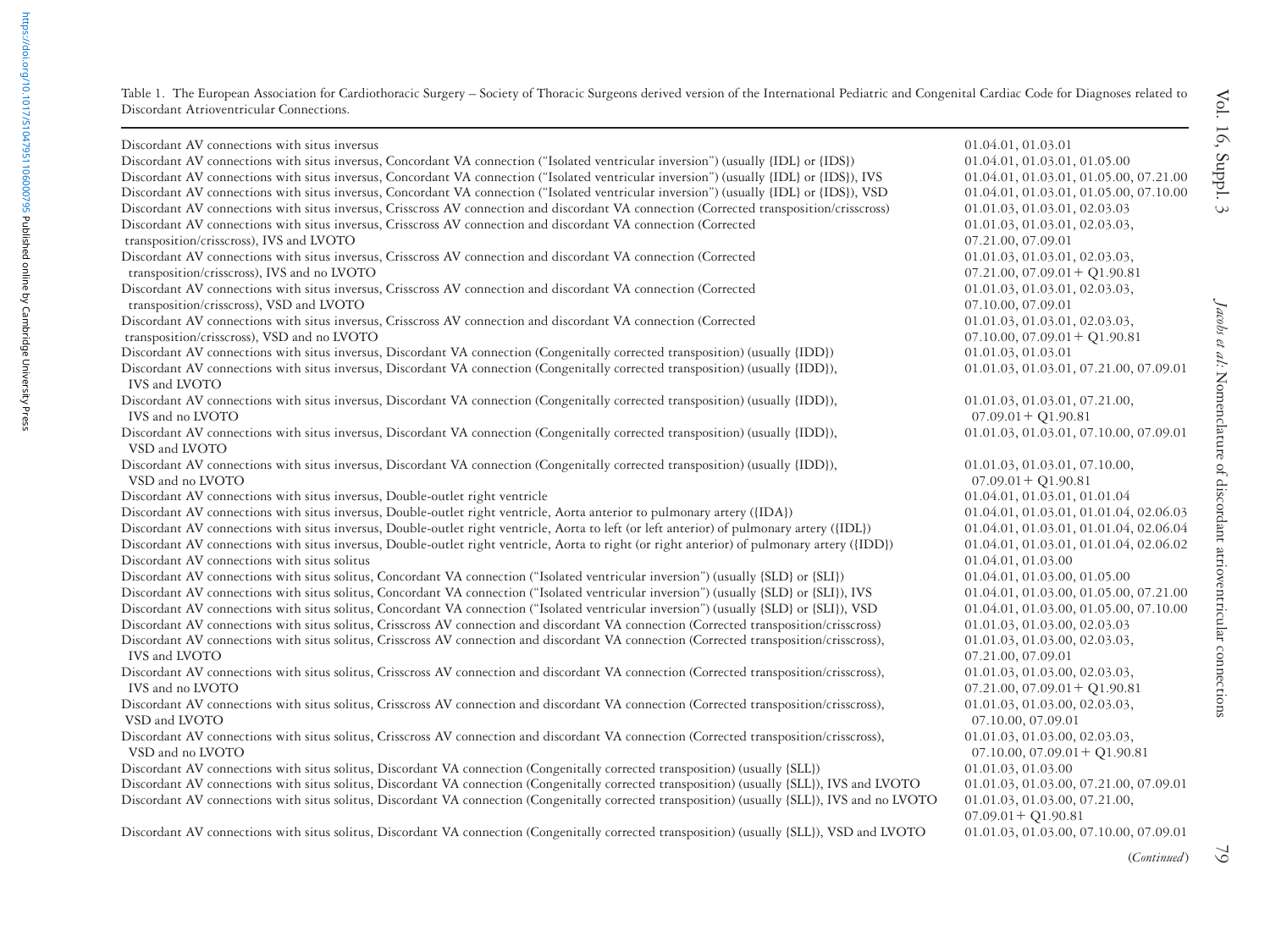Table 1. The European Association for Cardiothoracic Surgery – Society of Thoracic Surgeons derived version of the International Pediatric and Congenital Cardiac Code for Diagnoses related to Discordant Atrioventricular Connections.

| | |
|---|---|
| Discordant AV connections with situs inversus | 01.04.01, 01.03.01 |
| Discordant AV connections with situs inversus, Concordant VA connection ("Isolated ventricular inversion") (usually {IDL} or {IDS}) | 01.04.01, 01.03.01, 01.05.00 |
| Discordant AV connections with situs inversus, Concordant VA connection ("Isolated ventricular inversion") (usually {IDL} or {IDS}), IVS | 01.04.01, 01.03.01, 01.05.00, 07.21.00 |
| Discordant AV connections with situs inversus, Concordant VA connection ("Isolated ventricular inversion") (usually {IDL} or {IDS}), VSD | 01.04.01, 01.03.01, 01.05.00, 07.10.00 |
| Discordant AV connections with situs inversus, Crisscross AV connection and discordant VA connection (Corrected transposition/crisscross) | 01.01.03, 01.03.01, 02.03.03 |
| Discordant AV connections with situs inversus, Crisscross AV connection and discordant VA connection (Corrected transposition/crisscross), IVS and LVOTO | 01.01.03, 01.03.01, 02.03.03, 07.21.00, 07.09.01 |
| Discordant AV connections with situs inversus, Crisscross AV connection and discordant VA connection (Corrected transposition/crisscross), IVS and no LVOTO | 01.01.03, 01.03.01, 02.03.03, 07.21.00, 07.09.01 + Q1.90.81 |
| Discordant AV connections with situs inversus, Crisscross AV connection and discordant VA connection (Corrected transposition/crisscross), VSD and LVOTO | 01.01.03, 01.03.01, 02.03.03, 07.10.00, 07.09.01 |
| Discordant AV connections with situs inversus, Crisscross AV connection and discordant VA connection (Corrected transposition/crisscross), VSD and no LVOTO | 01.01.03, 01.03.01, 02.03.03, 07.10.00, 07.09.01 + Q1.90.81 |
| Discordant AV connections with situs inversus, Discordant VA connection (Congenitally corrected transposition) (usually {IDD}) | 01.01.03, 01.03.01 |
| Discordant AV connections with situs inversus, Discordant VA connection (Congenitally corrected transposition) (usually {IDD}), IVS and LVOTO | 01.01.03, 01.03.01, 07.21.00, 07.09.01 |
| Discordant AV connections with situs inversus, Discordant VA connection (Congenitally corrected transposition) (usually {IDD}), IVS and no LVOTO | 01.01.03, 01.03.01, 07.21.00, 07.09.01 + Q1.90.81 |
| Discordant AV connections with situs inversus, Discordant VA connection (Congenitally corrected transposition) (usually {IDD}), VSD and LVOTO | 01.01.03, 01.03.01, 07.10.00, 07.09.01 |
| Discordant AV connections with situs inversus, Discordant VA connection (Congenitally corrected transposition) (usually {IDD}), VSD and no LVOTO | 01.01.03, 01.03.01, 07.10.00, 07.09.01 + Q1.90.81 |
| Discordant AV connections with situs inversus, Double-outlet right ventricle | 01.04.01, 01.03.01, 01.01.04 |
| Discordant AV connections with situs inversus, Double-outlet right ventricle, Aorta anterior to pulmonary artery ({IDA}) | 01.04.01, 01.03.01, 01.01.04, 02.06.03 |
| Discordant AV connections with situs inversus, Double-outlet right ventricle, Aorta to left (or left anterior) of pulmonary artery ({IDL}) | 01.04.01, 01.03.01, 01.01.04, 02.06.04 |
| Discordant AV connections with situs inversus, Double-outlet right ventricle, Aorta to right (or right anterior) of pulmonary artery ({IDD}) | 01.04.01, 01.03.01, 01.01.04, 02.06.02 |
| Discordant AV connections with situs solitus | 01.04.01, 01.03.00 |
| Discordant AV connections with situs solitus, Concordant VA connection ("Isolated ventricular inversion") (usually {SLD} or {SLI}) | 01.04.01, 01.03.00, 01.05.00 |
| Discordant AV connections with situs solitus, Concordant VA connection ("Isolated ventricular inversion") (usually {SLD} or {SLI}), IVS | 01.04.01, 01.03.00, 01.05.00, 07.21.00 |
| Discordant AV connections with situs solitus, Concordant VA connection ("Isolated ventricular inversion") (usually {SLD} or {SLI}), VSD | 01.04.01, 01.03.00, 01.05.00, 07.10.00 |
| Discordant AV connections with situs solitus, Crisscross AV connection and discordant VA connection (Corrected transposition/crisscross) | 01.01.03, 01.03.00, 02.03.03 |
| Discordant AV connections with situs solitus, Crisscross AV connection and discordant VA connection (Corrected transposition/crisscross), IVS and LVOTO | 01.01.03, 01.03.00, 02.03.03, 07.21.00, 07.09.01 |
| Discordant AV connections with situs solitus, Crisscross AV connection and discordant VA connection (Corrected transposition/crisscross), IVS and no LVOTO | 01.01.03, 01.03.00, 02.03.03, 07.21.00, 07.09.01 + Q1.90.81 |
| Discordant AV connections with situs solitus, Crisscross AV connection and discordant VA connection (Corrected transposition/crisscross), VSD and LVOTO | 01.01.03, 01.03.00, 02.03.03, 07.10.00, 07.09.01 |
| Discordant AV connections with situs solitus, Crisscross AV connection and discordant VA connection (Corrected transposition/crisscross), VSD and no LVOTO | 01.01.03, 01.03.00, 02.03.03, 07.10.00, 07.09.01 + Q1.90.81 |
| Discordant AV connections with situs solitus, Discordant VA connection (Congenitally corrected transposition) (usually {SLL}) | 01.01.03, 01.03.00 |
| Discordant AV connections with situs solitus, Discordant VA connection (Congenitally corrected transposition) (usually {SLL}), IVS and LVOTO | 01.01.03, 01.03.00, 07.21.00, 07.09.01 |
| Discordant AV connections with situs solitus, Discordant VA connection (Congenitally corrected transposition) (usually {SLL}), IVS and no LVOTO | 01.01.03, 01.03.00, 07.21.00, 07.09.01 + Q1.90.81 |
| Discordant AV connections with situs solitus, Discordant VA connection (Congenitally corrected transposition) (usually {SLL}), VSD and LVOTO | 01.01.03, 01.03.00, 07.10.00, 07.09.01 |

(*Continued*)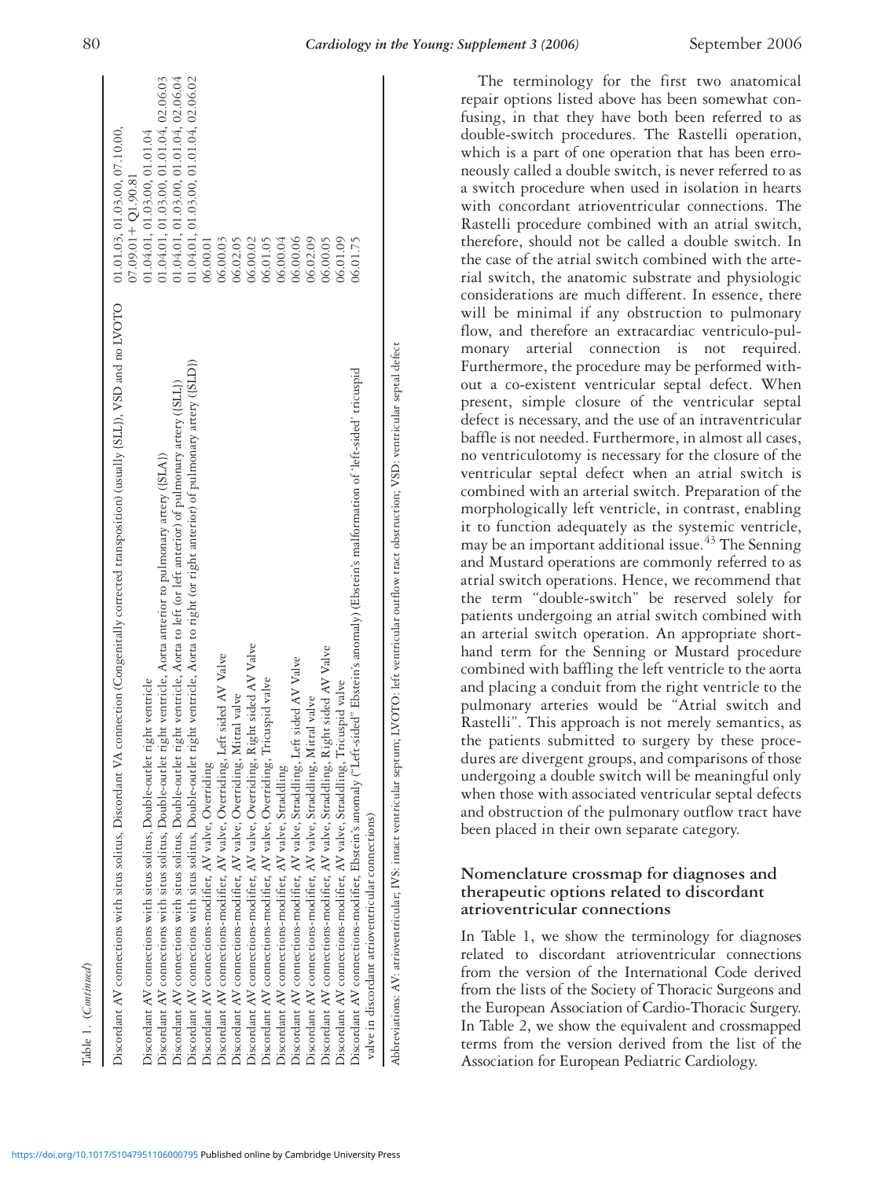Table 1. (*Continued*)

| | |
|---|---|
| Discordant AV connections with situs solitus, Discordant VA connection (Congenitally corrected transposition) (usually {SLL}), VSD and no LVOTO | 01.01.03, 01.03.00, 07.10.00, 07.09.01+ Q1.90.81 |
| Discordant AV connections with situs solitus, Double-outlet right ventricle | 01.04.01, 01.03.00, 01.01.04 |
| Discordant AV connections with situs solitus, Double-outlet right ventricle, Aorta anterior to pulmonary artery ({SLA}) | 01.04.01, 01.03.00, 01.01.04, 02.06.03 |
| Discordant AV connections with situs solitus, Double-outlet right ventricle, Aorta to left (or left anterior) of pulmonary artery ({SLL}) | 01.04.01, 01.03.00, 01.01.04, 02.06.04 |
| Discordant AV connections with situs solitus, Double-outlet right ventricle, Aorta to right (or right anterior) of pulmonary artery ({SLD}) | 01.04.01, 01.03.00, 01.01.04, 02.06.02 |
| Discordant AV connections-modifier, AV valve, Overriding | 06.00.01 |
| Discordant AV connections-modifier, AV valve, Overriding, Left sided AV Valve | 06.00.03 |
| Discordant AV connections-modifier, AV valve, Overriding, Mitral valve | 06.02.05 |
| Discordant AV connections-modifier, AV valve, Overriding, Right sided AV Valve | 06.00.02 |
| Discordant AV connections-modifier, AV valve, Overriding, Tricuspid valve | 06.01.05 |
| Discordant AV connections-modifier, AV valve, Straddling | 06.00.04 |
| Discordant AV connections-modifier, AV valve, Straddling, Left sided AV Valve | 06.00.06 |
| Discordant AV connections-modifier, AV valve, Straddling, Mitral valve | 06.02.09 |
| Discordant AV connections-modifier, AV valve, Straddling, Right sided AV Valve | 06.00.05 |
| Discordant AV connections-modifier, AV valve, Straddling, Tricuspid valve | 06.01.09 |
| Discordant AV connections-modifier, Ebstein's anomaly ("Left-sided" Ebstein's anomaly) (Ebstein's malformation of 'left-sided' tricuspid valve in discordant atrioventricular connections) | 06.01.75 |

Abbreviations: AV: atrioventricular; IVS: intact ventricular septum; LVOTO: left ventricular outflow tract obstruction; VSD: ventricular septal defect

The terminology for the first two anatomical repair options listed above has been somewhat confusing, in that they have both been referred to as double-switch procedures. The Rastelli operation, which is a part of one operation that has been erroneously called a double switch, is never referred to as a switch procedure when used in isolation in hearts with concordant atrioventricular connections. The Rastelli procedure combined with an atrial switch, therefore, should not be called a double switch. In the case of the atrial switch combined with the arterial switch, the anatomic substrate and physiologic considerations are much different. In essence, there will be minimal if any obstruction to pulmonary flow, and therefore an extracardiac ventriculo-pulmonary arterial connection is not required. Furthermore, the procedure may be performed without a co-existent ventricular septal defect. When present, simple closure of the ventricular septal defect is necessary, and the use of an intraventricular baffle is not needed. Furthermore, in almost all cases, no ventriculotomy is necessary for the closure of the ventricular septal defect when an atrial switch is combined with an arterial switch. Preparation of the morphologically left ventricle, in contrast, enabling it to function adequately as the systemic ventricle, may be an important additional issue.[43] The Senning and Mustard operations are commonly referred to as atrial switch operations. Hence, we recommend that the term "double-switch" be reserved solely for patients undergoing an atrial switch combined with an arterial switch operation. An appropriate shorthand term for the Senning or Mustard procedure combined with baffling the left ventricle to the aorta and placing a conduit from the right ventricle to the pulmonary arteries would be "Atrial switch and Rastelli". This approach is not merely semantics, as the patients submitted to surgery by these procedures are divergent groups, and comparisons of those undergoing a double switch will be meaningful only when those with associated ventricular septal defects and obstruction of the pulmonary outflow tract have been placed in their own separate category.

## Nomenclature crossmap for diagnoses and therapeutic options related to discordant atrioventricular connections

In Table 1, we show the terminology for diagnoses related to discordant atrioventricular connections from the version of the International Code derived from the lists of the Society of Thoracic Surgeons and the European Association of Cardio-Thoracic Surgery. In Table 2, we show the equivalent and crossmapped terms from the version derived from the list of the Association for European Pediatric Cardiology.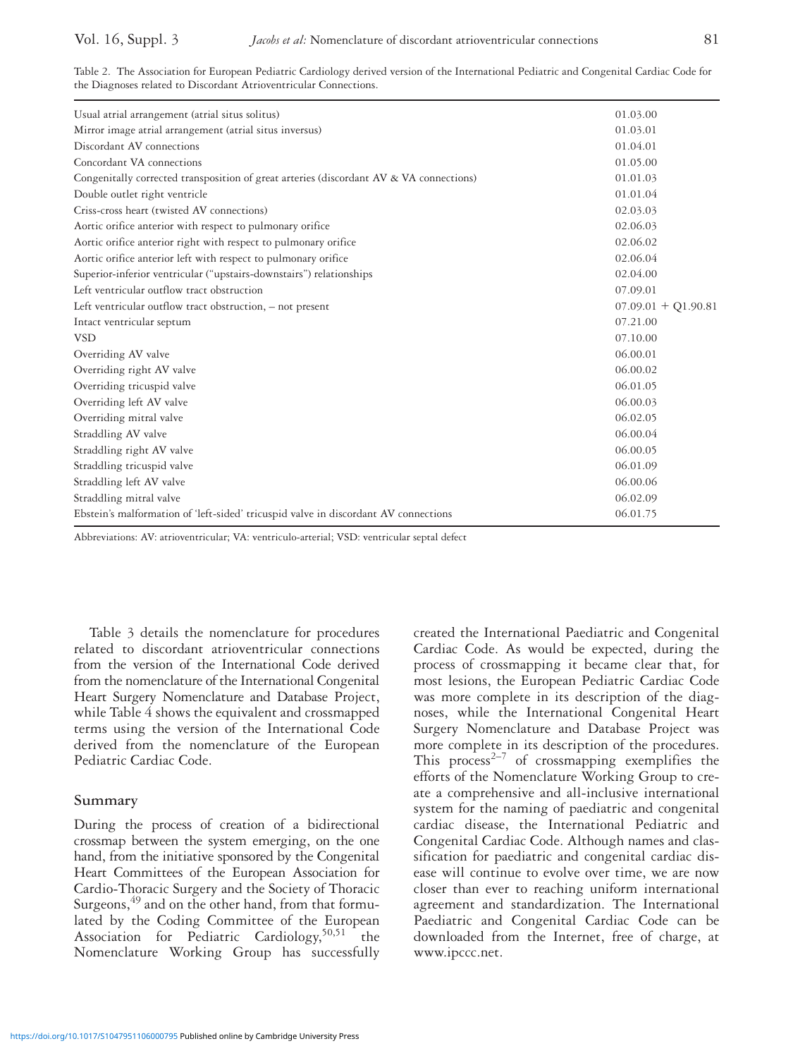Table 2. The Association for European Pediatric Cardiology derived version of the International Pediatric and Congenital Cardiac Code for the Diagnoses related to Discordant Atrioventricular Connections.

| | |
|---|---|
| Usual atrial arrangement (atrial situs solitus) | 01.03.00 |
| Mirror image atrial arrangement (atrial situs inversus) | 01.03.01 |
| Discordant AV connections | 01.04.01 |
| Concordant VA connections | 01.05.00 |
| Congenitally corrected transposition of great arteries (discordant AV & VA connections) | 01.01.03 |
| Double outlet right ventricle | 01.01.04 |
| Criss-cross heart (twisted AV connections) | 02.03.03 |
| Aortic orifice anterior with respect to pulmonary orifice | 02.06.03 |
| Aortic orifice anterior right with respect to pulmonary orifice | 02.06.02 |
| Aortic orifice anterior left with respect to pulmonary orifice | 02.06.04 |
| Superior-inferior ventricular ("upstairs-downstairs") relationships | 02.04.00 |
| Left ventricular outflow tract obstruction | 07.09.01 |
| Left ventricular outflow tract obstruction, – not present | 07.09.01 + Q1.90.81 |
| Intact ventricular septum | 07.21.00 |
| VSD | 07.10.00 |
| Overriding AV valve | 06.00.01 |
| Overriding right AV valve | 06.00.02 |
| Overriding tricuspid valve | 06.01.05 |
| Overriding left AV valve | 06.00.03 |
| Overriding mitral valve | 06.02.05 |
| Straddling AV valve | 06.00.04 |
| Straddling right AV valve | 06.00.05 |
| Straddling tricuspid valve | 06.01.09 |
| Straddling left AV valve | 06.00.06 |
| Straddling mitral valve | 06.02.09 |
| Ebstein's malformation of 'left-sided' tricuspid valve in discordant AV connections | 06.01.75 |

Abbreviations: AV: atrioventricular; VA: ventriculo-arterial; VSD: ventricular septal defect

Table 3 details the nomenclature for procedures related to discordant atrioventricular connections from the version of the International Code derived from the nomenclature of the International Congenital Heart Surgery Nomenclature and Database Project, while Table 4 shows the equivalent and crossmapped terms using the version of the International Code derived from the nomenclature of the European Pediatric Cardiac Code.

## Summary

During the process of creation of a bidirectional crossmap between the system emerging, on the one hand, from the initiative sponsored by the Congenital Heart Committees of the European Association for Cardio-Thoracic Surgery and the Society of Thoracic Surgeons,[49] and on the other hand, from that formulated by the Coding Committee of the European Association for Pediatric Cardiology,[50,51] the Nomenclature Working Group has successfully created the International Paediatric and Congenital Cardiac Code. As would be expected, during the process of crossmapping it became clear that, for most lesions, the European Pediatric Cardiac Code was more complete in its description of the diagnoses, while the International Congenital Heart Surgery Nomenclature and Database Project was more complete in its description of the procedures. This process[2–7] of crossmapping exemplifies the efforts of the Nomenclature Working Group to create a comprehensive and all-inclusive international system for the naming of paediatric and congenital cardiac disease, the International Pediatric and Congenital Cardiac Code. Although names and classification for paediatric and congenital cardiac disease will continue to evolve over time, we are now closer than ever to reaching uniform international agreement and standardization. The International Paediatric and Congenital Cardiac Code can be downloaded from the Internet, free of charge, at www.ipccc.net.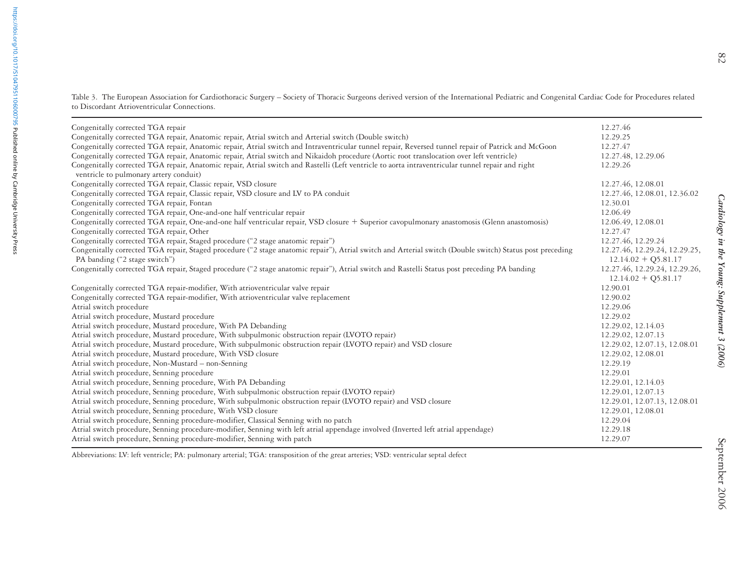Table 3. The European Association for Cardiothoracic Surgery – Society of Thoracic Surgeons derived version of the International Pediatric and Congenital Cardiac Code for Procedures related to Discordant Atrioventricular Connections.

| | |
|---|---|
| Congenitally corrected TGA repair | 12.27.46 |
| Congenitally corrected TGA repair, Anatomic repair, Atrial switch and Arterial switch (Double switch) | 12.29.25 |
| Congenitally corrected TGA repair, Anatomic repair, Atrial switch and Intraventricular tunnel repair, Reversed tunnel repair of Patrick and McGoon | 12.27.47 |
| Congenitally corrected TGA repair, Anatomic repair, Atrial switch and Nikaidoh procedure (Aortic root translocation over left ventricle) | 12.27.48, 12.29.06 |
| Congenitally corrected TGA repair, Anatomic repair, Atrial switch and Rastelli (Left ventricle to aorta intraventricular tunnel repair and right ventricle to pulmonary artery conduit) | 12.29.26 |
| Congenitally corrected TGA repair, Classic repair, VSD closure | 12.27.46, 12.08.01 |
| Congenitally corrected TGA repair, Classic repair, VSD closure and LV to PA conduit | 12.27.46, 12.08.01, 12.36.02 |
| Congenitally corrected TGA repair, Fontan | 12.30.01 |
| Congenitally corrected TGA repair, One-and-one half ventricular repair | 12.06.49 |
| Congenitally corrected TGA repair, One-and-one half ventricular repair, VSD closure + Superior cavopulmonary anastomosis (Glenn anastomosis) | 12.06.49, 12.08.01 |
| Congenitally corrected TGA repair, Other | 12.27.47 |
| Congenitally corrected TGA repair, Staged procedure ("2 stage anatomic repair") | 12.27.46, 12.29.24 |
| Congenitally corrected TGA repair, Staged procedure ("2 stage anatomic repair"), Atrial switch and Arterial switch (Double switch) Status post preceding PA banding ("2 stage switch") | 12.27.46, 12.29.24, 12.29.25, 12.14.02 + Q5.81.17 |
| Congenitally corrected TGA repair, Staged procedure ("2 stage anatomic repair"), Atrial switch and Rastelli Status post preceding PA banding | 12.27.46, 12.29.24, 12.29.26, 12.14.02 + Q5.81.17 |
| Congenitally corrected TGA repair-modifier, With atrioventricular valve repair | 12.90.01 |
| Congenitally corrected TGA repair-modifier, With atrioventricular valve replacement | 12.90.02 |
| Atrial switch procedure | 12.29.06 |
| Atrial switch procedure, Mustard procedure | 12.29.02 |
| Atrial switch procedure, Mustard procedure, With PA Debanding | 12.29.02, 12.14.03 |
| Atrial switch procedure, Mustard procedure, With subpulmonic obstruction repair (LVOTO repair) | 12.29.02, 12.07.13 |
| Atrial switch procedure, Mustard procedure, With subpulmonic obstruction repair (LVOTO repair) and VSD closure | 12.29.02, 12.07.13, 12.08.01 |
| Atrial switch procedure, Mustard procedure, With VSD closure | 12.29.02, 12.08.01 |
| Atrial switch procedure, Non-Mustard – non-Senning | 12.29.19 |
| Atrial switch procedure, Senning procedure | 12.29.01 |
| Atrial switch procedure, Senning procedure, With PA Debanding | 12.29.01, 12.14.03 |
| Atrial switch procedure, Senning procedure, With subpulmonic obstruction repair (LVOTO repair) | 12.29.01, 12.07.13 |
| Atrial switch procedure, Senning procedure, With subpulmonic obstruction repair (LVOTO repair) and VSD closure | 12.29.01, 12.07.13, 12.08.01 |
| Atrial switch procedure, Senning procedure, With VSD closure | 12.29.01, 12.08.01 |
| Atrial switch procedure, Senning procedure-modifier, Classical Senning with no patch | 12.29.04 |
| Atrial switch procedure, Senning procedure-modifier, Senning with left atrial appendage involved (Inverted left atrial appendage) | 12.29.18 |
| Atrial switch procedure, Senning procedure-modifier, Senning with patch | 12.29.07 |

Abbreviations: LV: left ventricle; PA: pulmonary arterial; TGA: transposition of the great arteries; VSD: ventricular septal defect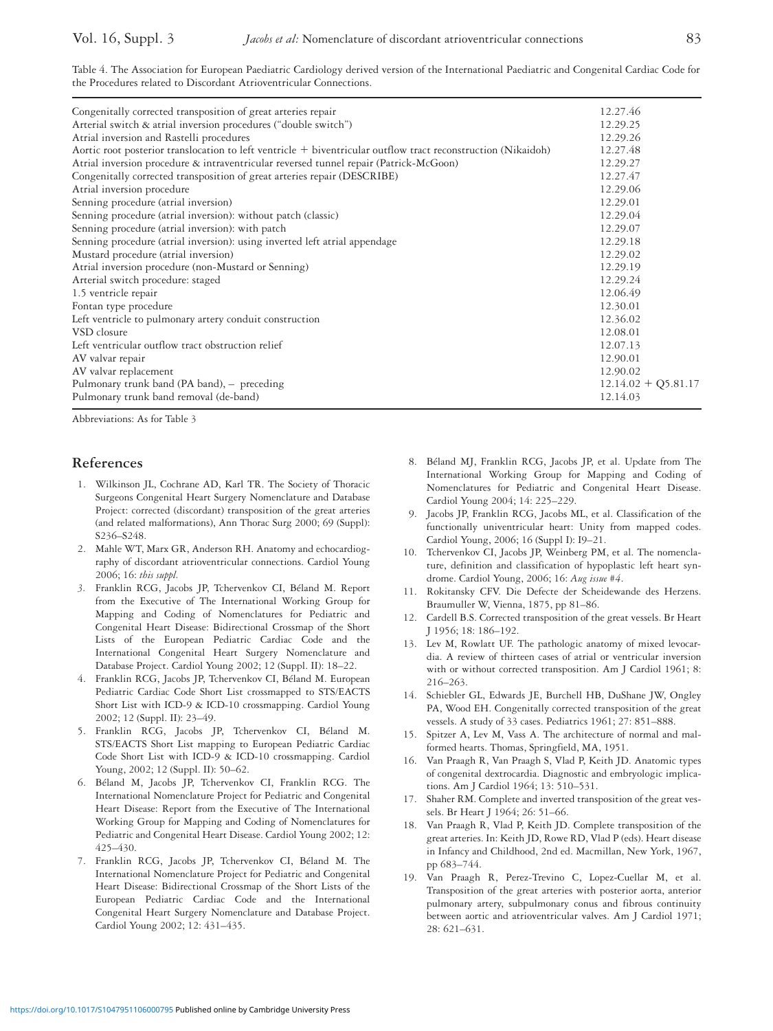Table 4. The Association for European Paediatric Cardiology derived version of the International Paediatric and Congenital Cardiac Code for the Procedures related to Discordant Atrioventricular Connections.

| | |
|---|---|
| Congenitally corrected transposition of great arteries repair | 12.27.46 |
| Arterial switch & atrial inversion procedures ("double switch") | 12.29.25 |
| Atrial inversion and Rastelli procedures | 12.29.26 |
| Aortic root posterior translocation to left ventricle + biventricular outflow tract reconstruction (Nikaidoh) | 12.27.48 |
| Atrial inversion procedure & intraventricular reversed tunnel repair (Patrick-McGoon) | 12.29.27 |
| Congenitally corrected transposition of great arteries repair (DESCRIBE) | 12.27.47 |
| Atrial inversion procedure | 12.29.06 |
| Senning procedure (atrial inversion) | 12.29.01 |
| Senning procedure (atrial inversion): without patch (classic) | 12.29.04 |
| Senning procedure (atrial inversion): with patch | 12.29.07 |
| Senning procedure (atrial inversion): using inverted left atrial appendage | 12.29.18 |
| Mustard procedure (atrial inversion) | 12.29.02 |
| Atrial inversion procedure (non-Mustard or Senning) | 12.29.19 |
| Arterial switch procedure: staged | 12.29.24 |
| 1.5 ventricle repair | 12.06.49 |
| Fontan type procedure | 12.30.01 |
| Left ventricle to pulmonary artery conduit construction | 12.36.02 |
| VSD closure | 12.08.01 |
| Left ventricular outflow tract obstruction relief | 12.07.13 |
| AV valvar repair | 12.90.01 |
| AV valvar replacement | 12.90.02 |
| Pulmonary trunk band (PA band), – preceding | 12.14.02 + Q5.81.17 |
| Pulmonary trunk band removal (de-band) | 12.14.03 |

Abbreviations: As for Table 3

## References

1. Wilkinson JL, Cochrane AD, Karl TR. The Society of Thoracic Surgeons Congenital Heart Surgery Nomenclature and Database Project: corrected (discordant) transposition of the great arteries (and related malformations), Ann Thorac Surg 2000; 69 (Suppl): S236–S248.
2. Mahle WT, Marx GR, Anderson RH. Anatomy and echocardiography of discordant atrioventricular connections. Cardiol Young 2006; 16: *this suppl.*
3. Franklin RCG, Jacobs JP, Tchervenkov CI, Béland M. Report from the Executive of The International Working Group for Mapping and Coding of Nomenclatures for Pediatric and Congenital Heart Disease: Bidirectional Crossmap of the Short Lists of the European Pediatric Cardiac Code and the International Congenital Heart Surgery Nomenclature and Database Project. Cardiol Young 2002; 12 (Suppl. II): 18–22.
4. Franklin RCG, Jacobs JP, Tchervenkov CI, Béland M. European Pediatric Cardiac Code Short List crossmapped to STS/EACTS Short List with ICD-9 & ICD-10 crossmapping. Cardiol Young 2002; 12 (Suppl. II): 23–49.
5. Franklin RCG, Jacobs JP, Tchervenkov CI, Béland M. STS/EACTS Short List mapping to European Pediatric Cardiac Code Short List with ICD-9 & ICD-10 crossmapping. Cardiol Young, 2002; 12 (Suppl. II): 50–62.
6. Béland M, Jacobs JP, Tchervenkov CI, Franklin RCG. The International Nomenclature Project for Pediatric and Congenital Heart Disease: Report from the Executive of The International Working Group for Mapping and Coding of Nomenclatures for Pediatric and Congenital Heart Disease. Cardiol Young 2002; 12: 425–430.
7. Franklin RCG, Jacobs JP, Tchervenkov CI, Béland M. The International Nomenclature Project for Pediatric and Congenital Heart Disease: Bidirectional Crossmap of the Short Lists of the European Pediatric Cardiac Code and the International Congenital Heart Surgery Nomenclature and Database Project. Cardiol Young 2002; 12: 431–435.
8. Béland MJ, Franklin RCG, Jacobs JP, et al. Update from The International Working Group for Mapping and Coding of Nomenclatures for Pediatric and Congenital Heart Disease. Cardiol Young 2004; 14: 225–229.
9. Jacobs JP, Franklin RCG, Jacobs ML, et al. Classification of the functionally univentricular heart: Unity from mapped codes. Cardiol Young, 2006; 16 (Suppl I): I9–21.
10. Tchervenkov CI, Jacobs JP, Weinberg PM, et al. The nomenclature, definition and classification of hypoplastic left heart syndrome. Cardiol Young, 2006; 16: *Aug issue #4*.
11. Rokitansky CFV. Die Defecte der Scheidewande des Herzens. Braumuller W, Vienna, 1875, pp 81–86.
12. Cardell B.S. Corrected transposition of the great vessels. Br Heart J 1956; 18: 186–192.
13. Lev M, Rowlatt UF. The pathologic anatomy of mixed levocardia. A review of thirteen cases of atrial or ventricular inversion with or without corrected transposition. Am J Cardiol 1961; 8: 216–263.
14. Schiebler GL, Edwards JE, Burchell HB, DuShane JW, Ongley PA, Wood EH. Congenitally corrected transposition of the great vessels. A study of 33 cases. Pediatrics 1961; 27: 851–888.
15. Spitzer A, Lev M, Vass A. The architecture of normal and malformed hearts. Thomas, Springfield, MA, 1951.
16. Van Praagh R, Van Praagh S, Vlad P, Keith JD. Anatomic types of congenital dextrocardia. Diagnostic and embryologic implications. Am J Cardiol 1964; 13: 510–531.
17. Shaher RM. Complete and inverted transposition of the great vessels. Br Heart J 1964; 26: 51–66.
18. Van Praagh R, Vlad P, Keith JD. Complete transposition of the great arteries. In: Keith JD, Rowe RD, Vlad P (eds). Heart disease in Infancy and Childhood, 2nd ed. Macmillan, New York, 1967, pp 683–744.
19. Van Praagh R, Perez-Trevino C, Lopez-Cuellar M, et al. Transposition of the great arteries with posterior aorta, anterior pulmonary artery, subpulmonary conus and fibrous continuity between aortic and atrioventricular valves. Am J Cardiol 1971; 28: 621–631.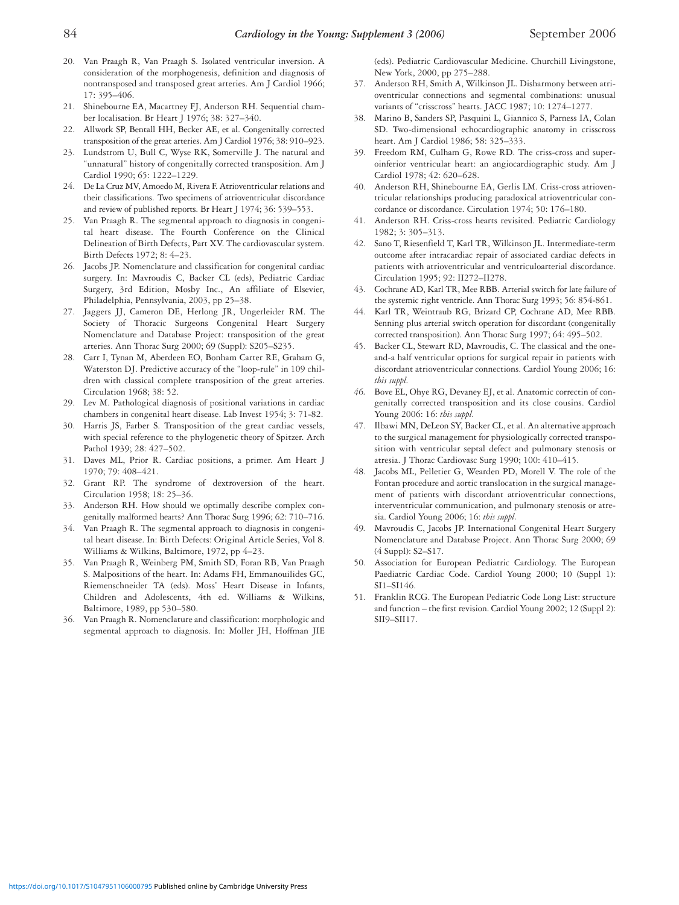20. Van Praagh R, Van Praagh S. Isolated ventricular inversion. A consideration of the morphogenesis, definition and diagnosis of nontransposed and transposed great arteries. Am J Cardiol 1966; 17: 395–406.
21. Shinebourne EA, Macartney FJ, Anderson RH. Sequential chamber localisation. Br Heart J 1976; 38: 327–340.
22. Allwork SP, Bentall HH, Becker AE, et al. Congenitally corrected transposition of the great arteries. Am J Cardiol 1976; 38: 910–923.
23. Lundstrom U, Bull C, Wyse RK, Somerville J. The natural and "unnatural" history of congenitally corrected transposition. Am J Cardiol 1990; 65: 1222–1229.
24. De La Cruz MV, Amoedo M, Rivera F. Atrioventricular relations and their classifications. Two specimens of atrioventricular discordance and review of published reports. Br Heart J 1974; 36: 539–553.
25. Van Praagh R. The segmental approach to diagnosis in congenital heart disease. The Fourth Conference on the Clinical Delineation of Birth Defects, Part XV. The cardiovascular system. Birth Defects 1972; 8: 4–23.
26. Jacobs JP. Nomenclature and classification for congenital cardiac surgery. In: Mavroudis C, Backer CL (eds), Pediatric Cardiac Surgery, 3rd Edition, Mosby Inc., An affiliate of Elsevier, Philadelphia, Pennsylvania, 2003, pp 25–38.
27. Jaggers JJ, Cameron DE, Herlong JR, Ungerleider RM. The Society of Thoracic Surgeons Congenital Heart Surgery Nomenclature and Database Project: transposition of the great arteries. Ann Thorac Surg 2000; 69 (Suppl): S205–S235.
28. Carr I, Tynan M, Aberdeen EO, Bonham Carter RE, Graham G, Waterston DJ. Predictive accuracy of the "loop-rule" in 109 children with classical complete transposition of the great arteries. Circulation 1968; 38: 52.
29. Lev M. Pathological diagnosis of positional variations in cardiac chambers in congenital heart disease. Lab Invest 1954; 3: 71-82.
30. Harris JS, Farber S. Transposition of the great cardiac vessels, with special reference to the phylogenetic theory of Spitzer. Arch Pathol 1939; 28: 427–502.
31. Daves ML, Prior R. Cardiac positions, a primer. Am Heart J 1970; 79: 408–421.
32. Grant RP. The syndrome of dextroversion of the heart. Circulation 1958; 18: 25–36.
33. Anderson RH. How should we optimally describe complex congenitally malformed hearts? Ann Thorac Surg 1996; 62: 710–716.
34. Van Praagh R. The segmental approach to diagnosis in congenital heart disease. In: Birth Defects: Original Article Series, Vol 8. Williams & Wilkins, Baltimore, 1972, pp 4–23.
35. Van Praagh R, Weinberg PM, Smith SD, Foran RB, Van Praagh S. Malpositions of the heart. In: Adams FH, Emmanouilides GC, Riemenschneider TA (eds). Moss' Heart Disease in Infants, Children and Adolescents, 4th ed. Williams & Wilkins, Baltimore, 1989, pp 530–580.
36. Van Praagh R. Nomenclature and classification: morphologic and segmental approach to diagnosis. In: Moller JH, Hoffman JIE (eds). Pediatric Cardiovascular Medicine. Churchill Livingstone, New York, 2000, pp 275–288.
37. Anderson RH, Smith A, Wilkinson JL. Disharmony between atrioventricular connections and segmental combinations: unusual variants of "crisscross" hearts. JACC 1987; 10: 1274–1277.
38. Marino B, Sanders SP, Pasquini L, Giannico S, Parness IA, Colan SD. Two-dimensional echocardiographic anatomy in crisscross heart. Am J Cardiol 1986; 58: 325–333.
39. Freedom RM, Culham G, Rowe RD. The criss-cross and superoinferior ventricular heart: an angiocardiographic study. Am J Cardiol 1978; 42: 620–628.
40. Anderson RH, Shinebourne EA, Gerlis LM. Criss-cross atrioventricular relationships producing paradoxical atrioventricular concordance or discordance. Circulation 1974; 50: 176–180.
41. Anderson RH. Criss-cross hearts revisited. Pediatric Cardiology 1982; 3: 305–313.
42. Sano T, Riesenfield T, Karl TR, Wilkinson JL. Intermediate-term outcome after intracardiac repair of associated cardiac defects in patients with atrioventricular and ventriculoarterial discordance. Circulation 1995; 92: II272–II278.
43. Cochrane AD, Karl TR, Mee RBB. Arterial switch for late failure of the systemic right ventricle. Ann Thorac Surg 1993; 56: 854-861.
44. Karl TR, Weintraub RG, Brizard CP, Cochrane AD, Mee RBB. Senning plus arterial switch operation for discordant (congenitally corrected transposition). Ann Thorac Surg 1997; 64: 495–502.
45. Backer CL, Stewart RD, Mavroudis, C. The classical and the one-and-a half ventricular options for surgical repair in patients with discordant atrioventricular connections. Cardiol Young 2006; 16: *this suppl.*
46. Bove EL, Ohye RG, Devaney EJ, et al. Anatomic correctin of congenitally corrected transposition and its close cousins. Cardiol Young 2006: 16: *this suppl.*
47. Ilbawi MN, DeLeon SY, Backer CL, et al. An alternative approach to the surgical management for physiologically corrected transposition with ventricular septal defect and pulmonary stenosis or atresia. J Thorac Cardiovasc Surg 1990; 100: 410–415.
48. Jacobs ML, Pelletier G, Wearden PD, Morell V. The role of the Fontan procedure and aortic translocation in the surgical management of patients with discordant atrioventricular connections, interventricular communication, and pulmonary stenosis or atresia. Cardiol Young 2006; 16: *this suppl.*
49. Mavroudis C, Jacobs JP. International Congenital Heart Surgery Nomenclature and Database Project. Ann Thorac Surg 2000; 69 (4 Suppl): S2–S17.
50. Association for European Pediatric Cardiology. The European Paediatric Cardiac Code. Cardiol Young 2000; 10 (Suppl 1): SI1–SI146.
51. Franklin RCG. The European Pediatric Code Long List: structure and function – the first revision. Cardiol Young 2002; 12 (Suppl 2): SII9–SII17.